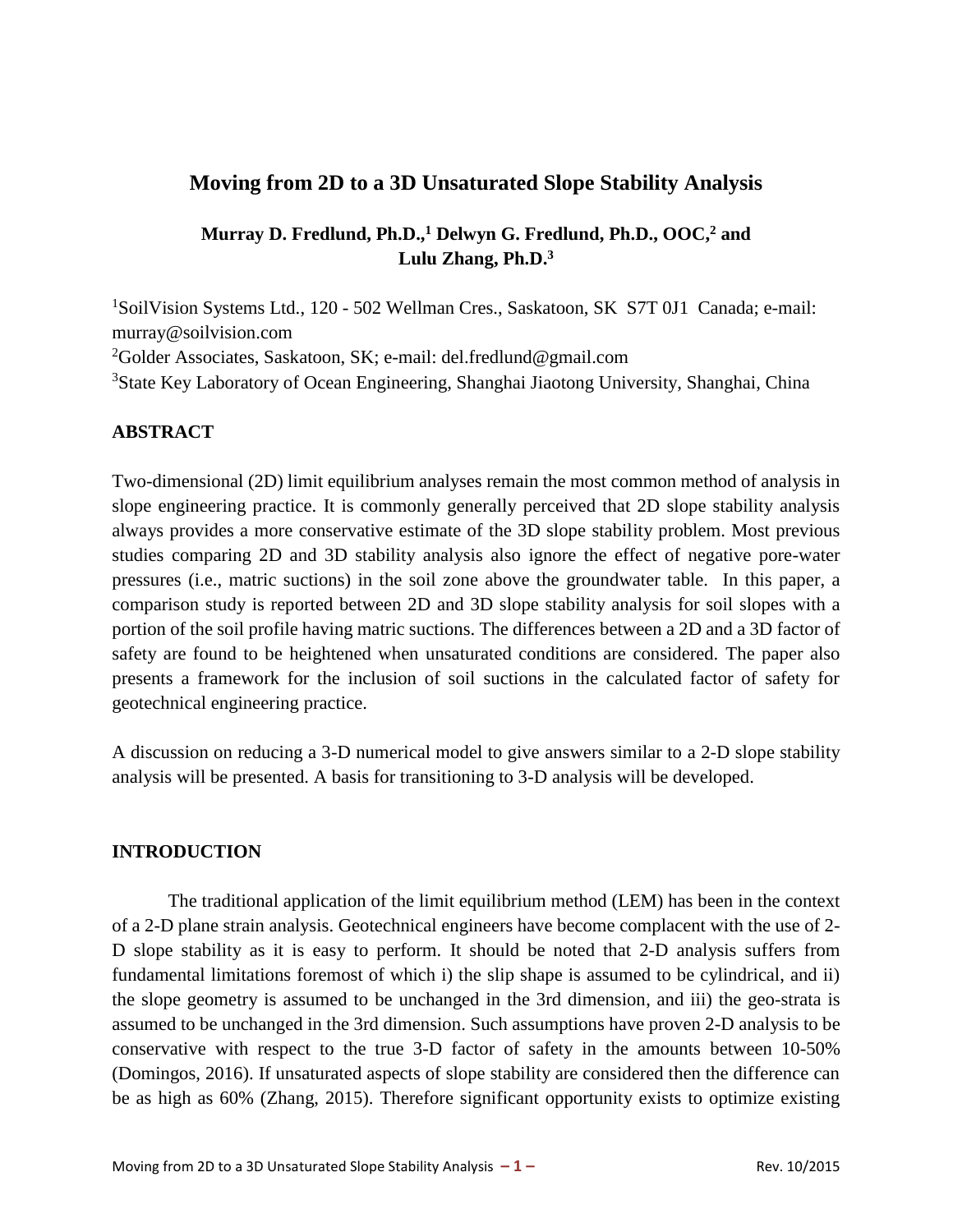# Moving from 2D to a 3D Unsaturated Slope Stability Analysis

**Murray D. Fredlund, Ph.D.,[1] Delwyn G. Fredlund, Ph.D., OOC,[2] and Lulu Zhang, Ph.D.[3]**

[1]SoilVision Systems Ltd., 120 - 502 Wellman Cres., Saskatoon, SK S7T 0J1 Canada; e-mail: murray@soilvision.com

[2]Golder Associates, Saskatoon, SK; e-mail: del.fredlund@gmail.com

[3]State Key Laboratory of Ocean Engineering, Shanghai Jiaotong University, Shanghai, China

## ABSTRACT

Two-dimensional (2D) limit equilibrium analyses remain the most common method of analysis in slope engineering practice. It is commonly generally perceived that 2D slope stability analysis always provides a more conservative estimate of the 3D slope stability problem. Most previous studies comparing 2D and 3D stability analysis also ignore the effect of negative pore-water pressures (i.e., matric suctions) in the soil zone above the groundwater table. In this paper, a comparison study is reported between 2D and 3D slope stability analysis for soil slopes with a portion of the soil profile having matric suctions. The differences between a 2D and a 3D factor of safety are found to be heightened when unsaturated conditions are considered. The paper also presents a framework for the inclusion of soil suctions in the calculated factor of safety for geotechnical engineering practice.

A discussion on reducing a 3-D numerical model to give answers similar to a 2-D slope stability analysis will be presented. A basis for transitioning to 3-D analysis will be developed.

## INTRODUCTION

The traditional application of the limit equilibrium method (LEM) has been in the context of a 2-D plane strain analysis. Geotechnical engineers have become complacent with the use of 2-D slope stability as it is easy to perform. It should be noted that 2-D analysis suffers from fundamental limitations foremost of which i) the slip shape is assumed to be cylindrical, and ii) the slope geometry is assumed to be unchanged in the 3rd dimension, and iii) the geo-strata is assumed to be unchanged in the 3rd dimension. Such assumptions have proven 2-D analysis to be conservative with respect to the true 3-D factor of safety in the amounts between 10-50% (Domingos, 2016). If unsaturated aspects of slope stability are considered then the difference can be as high as 60% (Zhang, 2015). Therefore significant opportunity exists to optimize existing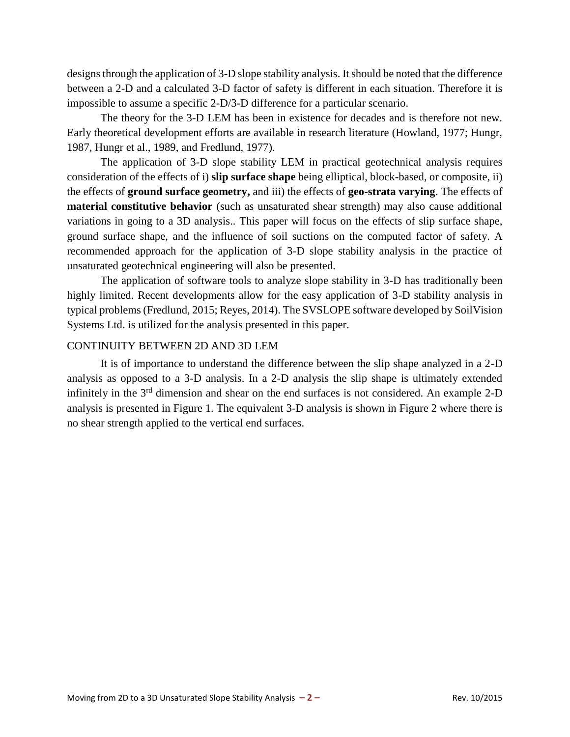designs through the application of 3-D slope stability analysis. It should be noted that the difference between a 2-D and a calculated 3-D factor of safety is different in each situation. Therefore it is impossible to assume a specific 2-D/3-D difference for a particular scenario.

The theory for the 3-D LEM has been in existence for decades and is therefore not new. Early theoretical development efforts are available in research literature (Howland, 1977; Hungr, 1987, Hungr et al., 1989, and Fredlund, 1977).

The application of 3-D slope stability LEM in practical geotechnical analysis requires consideration of the effects of i) **slip surface shape** being elliptical, block-based, or composite, ii) the effects of **ground surface geometry,** and iii) the effects of **geo-strata varying**. The effects of **material constitutive behavior** (such as unsaturated shear strength) may also cause additional variations in going to a 3D analysis.. This paper will focus on the effects of slip surface shape, ground surface shape, and the influence of soil suctions on the computed factor of safety. A recommended approach for the application of 3-D slope stability analysis in the practice of unsaturated geotechnical engineering will also be presented.

The application of software tools to analyze slope stability in 3-D has traditionally been highly limited. Recent developments allow for the easy application of 3-D stability analysis in typical problems (Fredlund, 2015; Reyes, 2014). The SVSLOPE software developed by SoilVision Systems Ltd. is utilized for the analysis presented in this paper.

## CONTINUITY BETWEEN 2D AND 3D LEM

It is of importance to understand the difference between the slip shape analyzed in a 2-D analysis as opposed to a 3-D analysis. In a 2-D analysis the slip shape is ultimately extended infinitely in the 3rd dimension and shear on the end surfaces is not considered. An example 2-D analysis is presented in Figure 1. The equivalent 3-D analysis is shown in Figure 2 where there is no shear strength applied to the vertical end surfaces.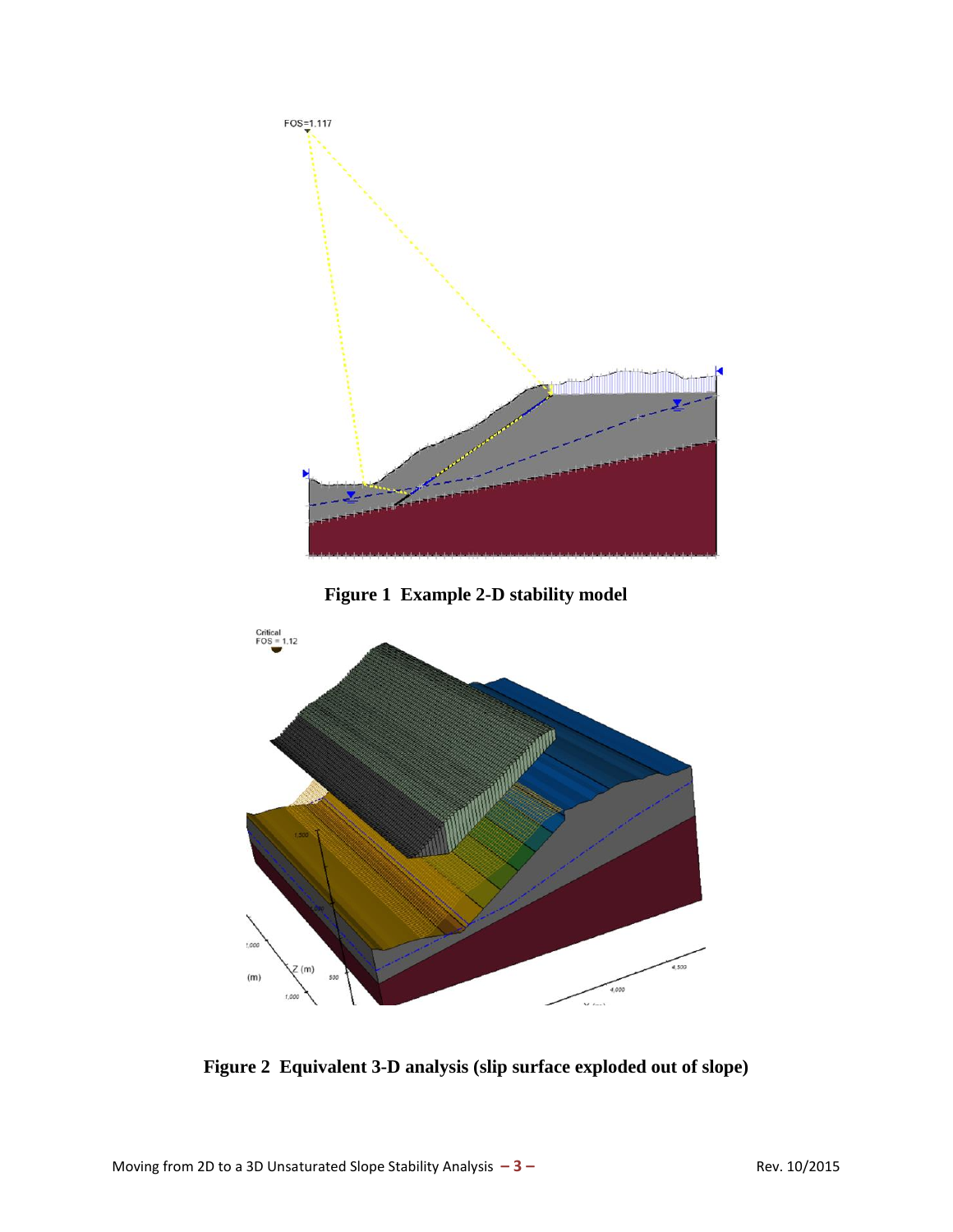**Figure 1 Example 2-D stability model**

**Figure 2 Equivalent 3-D analysis (slip surface exploded out of slope)**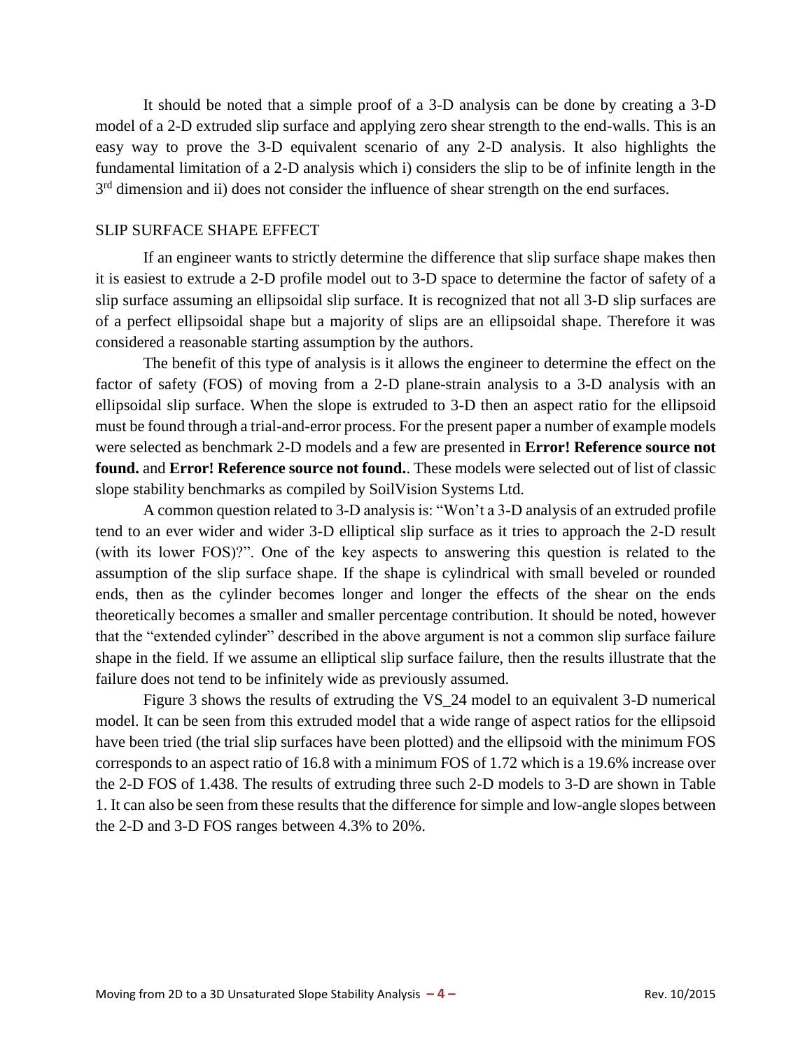It should be noted that a simple proof of a 3-D analysis can be done by creating a 3-D model of a 2-D extruded slip surface and applying zero shear strength to the end-walls. This is an easy way to prove the 3-D equivalent scenario of any 2-D analysis. It also highlights the fundamental limitation of a 2-D analysis which i) considers the slip to be of infinite length in the 3$^{rd}$ dimension and ii) does not consider the influence of shear strength on the end surfaces.

## SLIP SURFACE SHAPE EFFECT

If an engineer wants to strictly determine the difference that slip surface shape makes then it is easiest to extrude a 2-D profile model out to 3-D space to determine the factor of safety of a slip surface assuming an ellipsoidal slip surface. It is recognized that not all 3-D slip surfaces are of a perfect ellipsoidal shape but a majority of slips are an ellipsoidal shape. Therefore it was considered a reasonable starting assumption by the authors.

The benefit of this type of analysis is it allows the engineer to determine the effect on the factor of safety (FOS) of moving from a 2-D plane-strain analysis to a 3-D analysis with an ellipsoidal slip surface. When the slope is extruded to 3-D then an aspect ratio for the ellipsoid must be found through a trial-and-error process. For the present paper a number of example models were selected as benchmark 2-D models and a few are presented in **Error! Reference source not found.** and **Error! Reference source not found.**. These models were selected out of list of classic slope stability benchmarks as compiled by SoilVision Systems Ltd.

A common question related to 3-D analysis is: "Won't a 3-D analysis of an extruded profile tend to an ever wider and wider 3-D elliptical slip surface as it tries to approach the 2-D result (with its lower FOS)?". One of the key aspects to answering this question is related to the assumption of the slip surface shape. If the shape is cylindrical with small beveled or rounded ends, then as the cylinder becomes longer and longer the effects of the shear on the ends theoretically becomes a smaller and smaller percentage contribution. It should be noted, however that the "extended cylinder" described in the above argument is not a common slip surface failure shape in the field. If we assume an elliptical slip surface failure, then the results illustrate that the failure does not tend to be infinitely wide as previously assumed.

Figure 3 shows the results of extruding the VS_24 model to an equivalent 3-D numerical model. It can be seen from this extruded model that a wide range of aspect ratios for the ellipsoid have been tried (the trial slip surfaces have been plotted) and the ellipsoid with the minimum FOS corresponds to an aspect ratio of 16.8 with a minimum FOS of 1.72 which is a 19.6% increase over the 2-D FOS of 1.438. The results of extruding three such 2-D models to 3-D are shown in Table 1. It can also be seen from these results that the difference for simple and low-angle slopes between the 2-D and 3-D FOS ranges between 4.3% to 20%.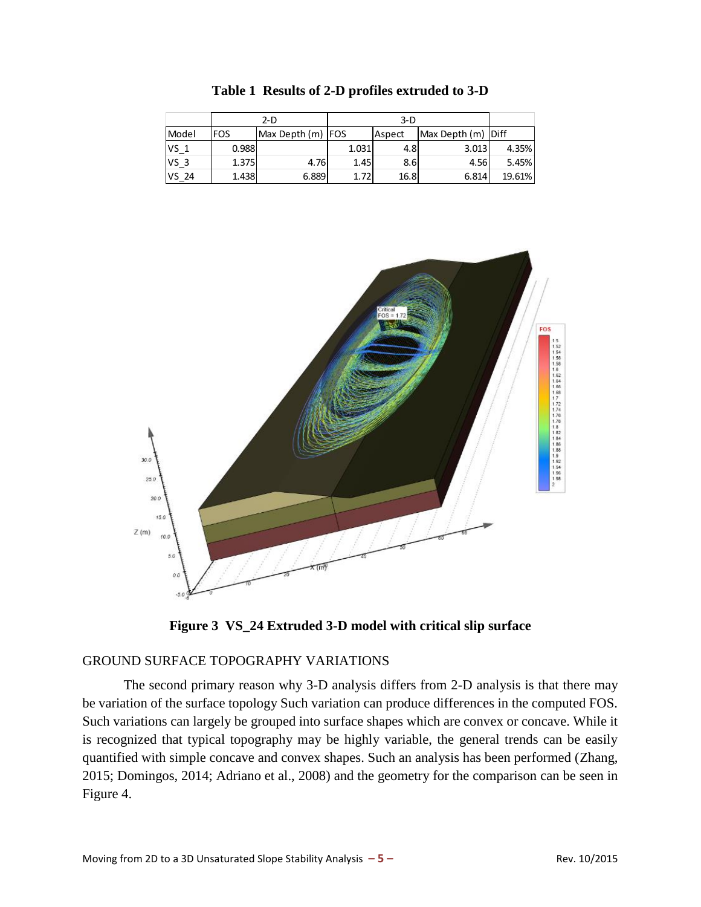**Table 1 Results of 2-D profiles extruded to 3-D**

| | 2-D | | 3-D | | | |
|---|---|---|---|---|---|---|
| Model | FOS | Max Depth (m) | FOS | Aspect | Max Depth (m) | Diff |
| VS_1 | 0.988 | | 1.031 | 4.8 | 3.013 | 4.35% |
| VS_3 | 1.375 | 4.76 | 1.45 | 8.6 | 4.56 | 5.45% |
| VS_24 | 1.438 | 6.889 | 1.72 | 16.8 | 6.814 | 19.61% |

**Figure 3 VS_24 Extruded 3-D model with critical slip surface**

## GROUND SURFACE TOPOGRAPHY VARIATIONS

The second primary reason why 3-D analysis differs from 2-D analysis is that there may be variation of the surface topology Such variation can produce differences in the computed FOS. Such variations can largely be grouped into surface shapes which are convex or concave. While it is recognized that typical topography may be highly variable, the general trends can be easily quantified with simple concave and convex shapes. Such an analysis has been performed (Zhang, 2015; Domingos, 2014; Adriano et al., 2008) and the geometry for the comparison can be seen in Figure 4.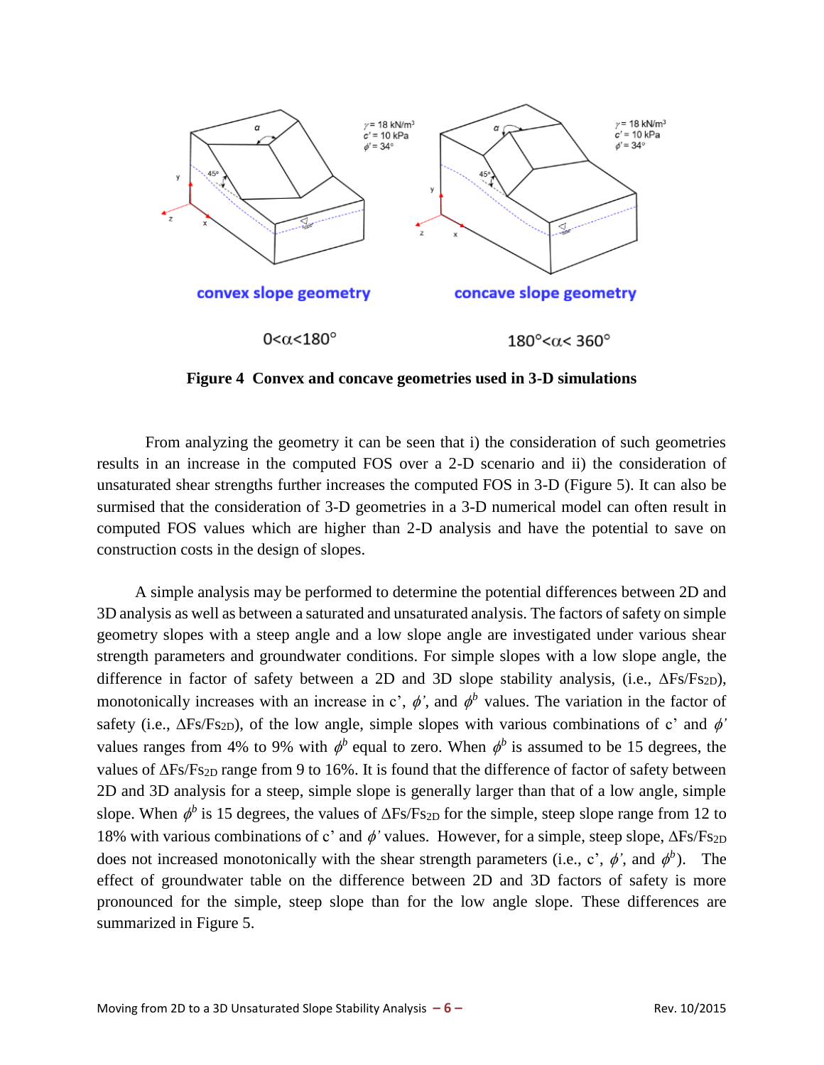convex slope geometry

$0<\alpha<180°$

concave slope geometry

$180°<\alpha< 360°$

**Figure 4 Convex and concave geometries used in 3-D simulations**

From analyzing the geometry it can be seen that i) the consideration of such geometries results in an increase in the computed FOS over a 2-D scenario and ii) the consideration of unsaturated shear strengths further increases the computed FOS in 3-D (Figure 5). It can also be surmised that the consideration of 3-D geometries in a 3-D numerical model can often result in computed FOS values which are higher than 2-D analysis and have the potential to save on construction costs in the design of slopes.

A simple analysis may be performed to determine the potential differences between 2D and 3D analysis as well as between a saturated and unsaturated analysis. The factors of safety on simple geometry slopes with a steep angle and a low slope angle are investigated under various shear strength parameters and groundwater conditions. For simple slopes with a low slope angle, the difference in factor of safety between a 2D and 3D slope stability analysis, (i.e., $\Delta Fs/Fs_{2D}$), monotonically increases with an increase in c', $\phi'$, and $\phi^b$ values. The variation in the factor of safety (i.e., $\Delta Fs/Fs_{2D}$), of the low angle, simple slopes with various combinations of c' and $\phi'$ values ranges from 4% to 9% with $\phi^b$ equal to zero. When $\phi^b$ is assumed to be 15 degrees, the values of $\Delta Fs/Fs_{2D}$ range from 9 to 16%. It is found that the difference of factor of safety between 2D and 3D analysis for a steep, simple slope is generally larger than that of a low angle, simple slope. When $\phi^b$ is 15 degrees, the values of $\Delta Fs/Fs_{2D}$ for the simple, steep slope range from 12 to 18% with various combinations of c' and $\phi'$ values. However, for a simple, steep slope, $\Delta Fs/Fs_{2D}$ does not increased monotonically with the shear strength parameters (i.e., c', $\phi'$, and $\phi^b$). The effect of groundwater table on the difference between 2D and 3D factors of safety is more pronounced for the simple, steep slope than for the low angle slope. These differences are summarized in Figure 5.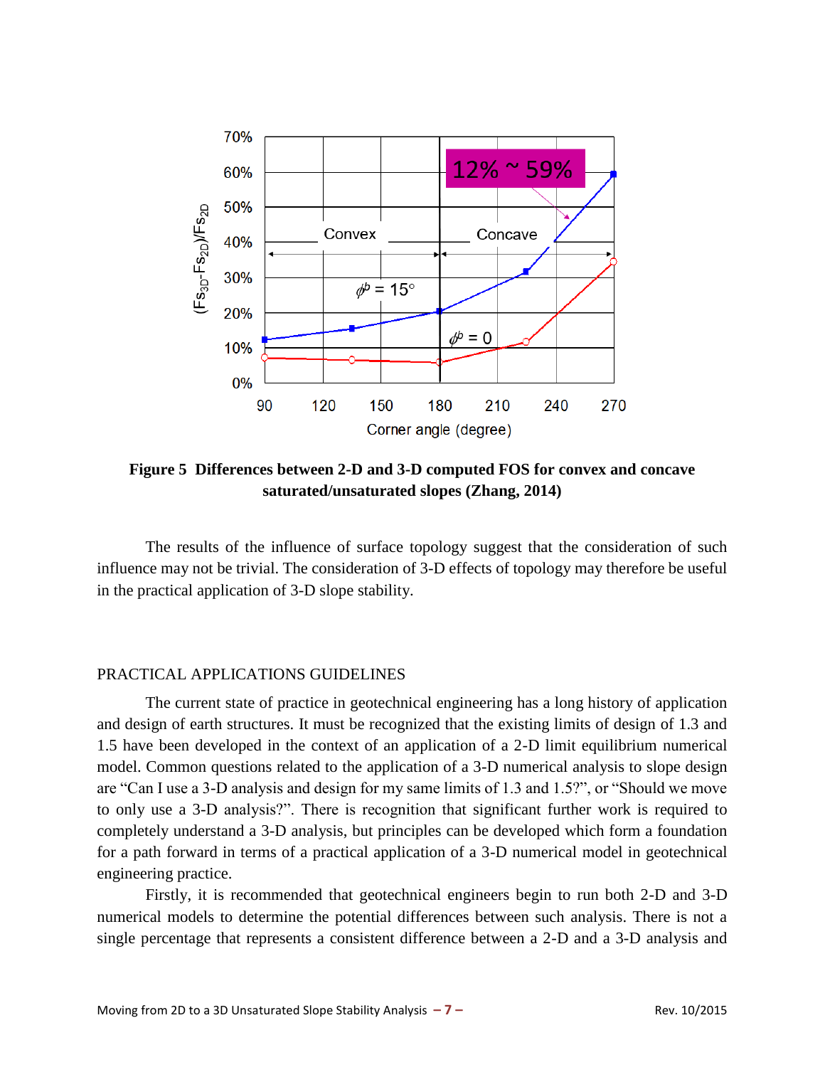**Figure 5 Differences between 2-D and 3-D computed FOS for convex and concave saturated/unsaturated slopes (Zhang, 2014)**

The results of the influence of surface topology suggest that the consideration of such influence may not be trivial. The consideration of 3-D effects of topology may therefore be useful in the practical application of 3-D slope stability.

## PRACTICAL APPLICATIONS GUIDELINES

The current state of practice in geotechnical engineering has a long history of application and design of earth structures. It must be recognized that the existing limits of design of 1.3 and 1.5 have been developed in the context of an application of a 2-D limit equilibrium numerical model. Common questions related to the application of a 3-D numerical analysis to slope design are "Can I use a 3-D analysis and design for my same limits of 1.3 and 1.5?", or "Should we move to only use a 3-D analysis?". There is recognition that significant further work is required to completely understand a 3-D analysis, but principles can be developed which form a foundation for a path forward in terms of a practical application of a 3-D numerical model in geotechnical engineering practice.

Firstly, it is recommended that geotechnical engineers begin to run both 2-D and 3-D numerical models to determine the potential differences between such analysis. There is not a single percentage that represents a consistent difference between a 2-D and a 3-D analysis and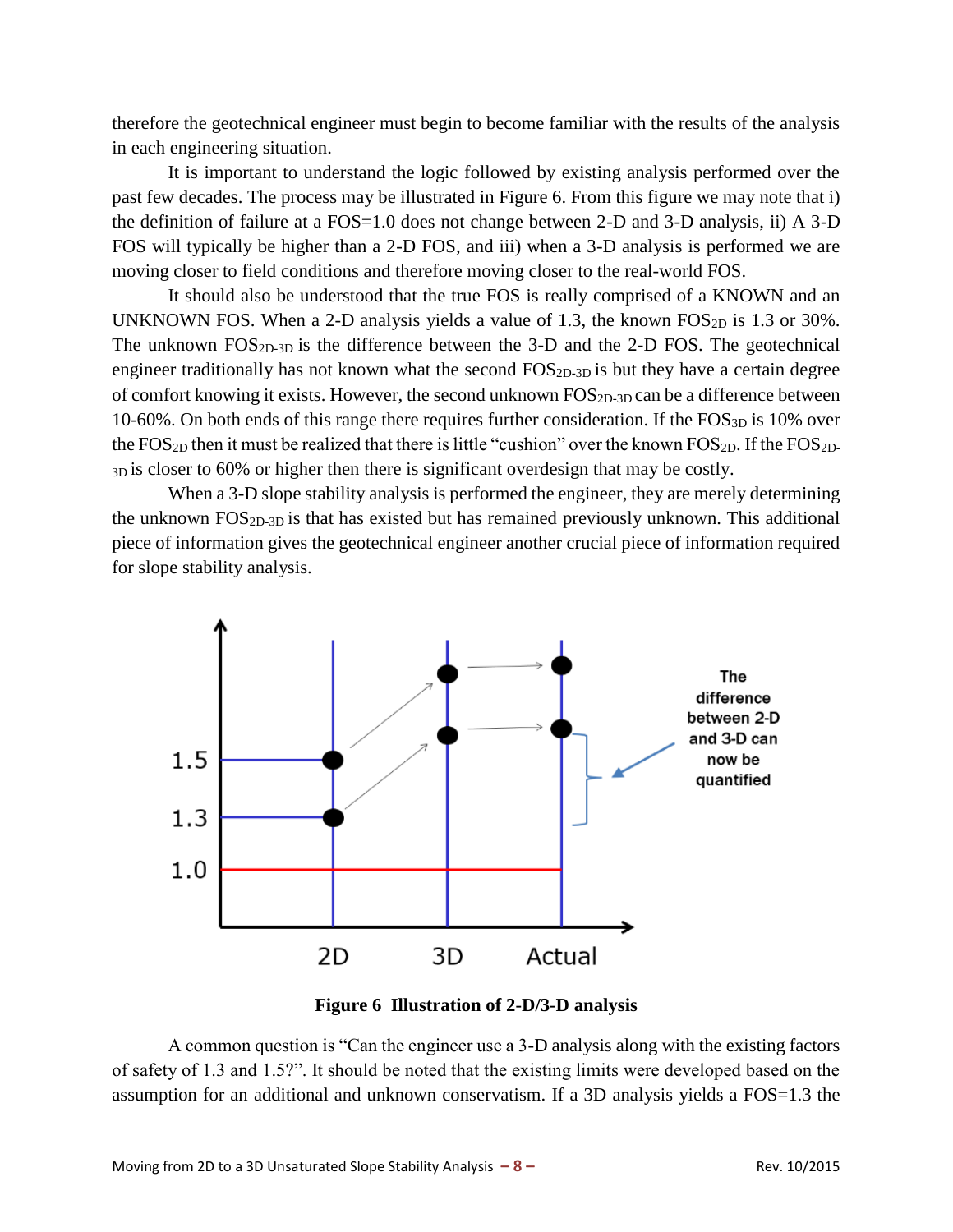therefore the geotechnical engineer must begin to become familiar with the results of the analysis in each engineering situation.

It is important to understand the logic followed by existing analysis performed over the past few decades. The process may be illustrated in Figure 6. From this figure we may note that i) the definition of failure at a FOS=1.0 does not change between 2-D and 3-D analysis, ii) A 3-D FOS will typically be higher than a 2-D FOS, and iii) when a 3-D analysis is performed we are moving closer to field conditions and therefore moving closer to the real-world FOS.

It should also be understood that the true FOS is really comprised of a KNOWN and an UNKNOWN FOS. When a 2-D analysis yields a value of 1.3, the known $FOS_{2D}$ is 1.3 or 30%. The unknown $FOS_{2D-3D}$ is the difference between the 3-D and the 2-D FOS. The geotechnical engineer traditionally has not known what the second $FOS_{2D-3D}$ is but they have a certain degree of comfort knowing it exists. However, the second unknown $FOS_{2D-3D}$ can be a difference between 10-60%. On both ends of this range there requires further consideration. If the $FOS_{3D}$ is 10% over the $FOS_{2D}$ then it must be realized that there is little "cushion" over the known $FOS_{2D}$. If the $FOS_{2D-3D}$ is closer to 60% or higher then there is significant overdesign that may be costly.

When a 3-D slope stability analysis is performed the engineer, they are merely determining the unknown $FOS_{2D-3D}$ is that has existed but has remained previously unknown. This additional piece of information gives the geotechnical engineer another crucial piece of information required for slope stability analysis.

**Figure 6 Illustration of 2-D/3-D analysis**

A common question is "Can the engineer use a 3-D analysis along with the existing factors of safety of 1.3 and 1.5?". It should be noted that the existing limits were developed based on the assumption for an additional and unknown conservatism. If a 3D analysis yields a FOS=1.3 the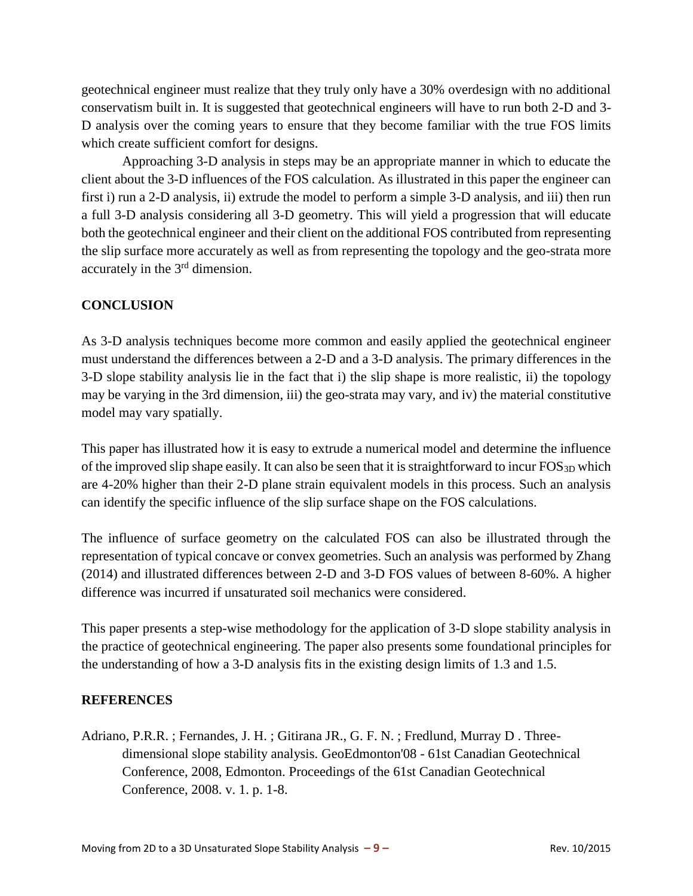geotechnical engineer must realize that they truly only have a 30% overdesign with no additional conservatism built in. It is suggested that geotechnical engineers will have to run both 2-D and 3-D analysis over the coming years to ensure that they become familiar with the true FOS limits which create sufficient comfort for designs.

Approaching 3-D analysis in steps may be an appropriate manner in which to educate the client about the 3-D influences of the FOS calculation. As illustrated in this paper the engineer can first i) run a 2-D analysis, ii) extrude the model to perform a simple 3-D analysis, and iii) then run a full 3-D analysis considering all 3-D geometry. This will yield a progression that will educate both the geotechnical engineer and their client on the additional FOS contributed from representing the slip surface more accurately as well as from representing the topology and the geo-strata more accurately in the 3rd dimension.

## CONCLUSION

As 3-D analysis techniques become more common and easily applied the geotechnical engineer must understand the differences between a 2-D and a 3-D analysis. The primary differences in the 3-D slope stability analysis lie in the fact that i) the slip shape is more realistic, ii) the topology may be varying in the 3rd dimension, iii) the geo-strata may vary, and iv) the material constitutive model may vary spatially.

This paper has illustrated how it is easy to extrude a numerical model and determine the influence of the improved slip shape easily. It can also be seen that it is straightforward to incur $FOS_{3D}$ which are 4-20% higher than their 2-D plane strain equivalent models in this process. Such an analysis can identify the specific influence of the slip surface shape on the FOS calculations.

The influence of surface geometry on the calculated FOS can also be illustrated through the representation of typical concave or convex geometries. Such an analysis was performed by Zhang (2014) and illustrated differences between 2-D and 3-D FOS values of between 8-60%. A higher difference was incurred if unsaturated soil mechanics were considered.

This paper presents a step-wise methodology for the application of 3-D slope stability analysis in the practice of geotechnical engineering. The paper also presents some foundational principles for the understanding of how a 3-D analysis fits in the existing design limits of 1.3 and 1.5.

## REFERENCES

Adriano, P.R.R. ; Fernandes, J. H. ; Gitirana JR., G. F. N. ; Fredlund, Murray D . Three-dimensional slope stability analysis. GeoEdmonton'08 - 61st Canadian Geotechnical Conference, 2008, Edmonton. Proceedings of the 61st Canadian Geotechnical Conference, 2008. v. 1. p. 1-8.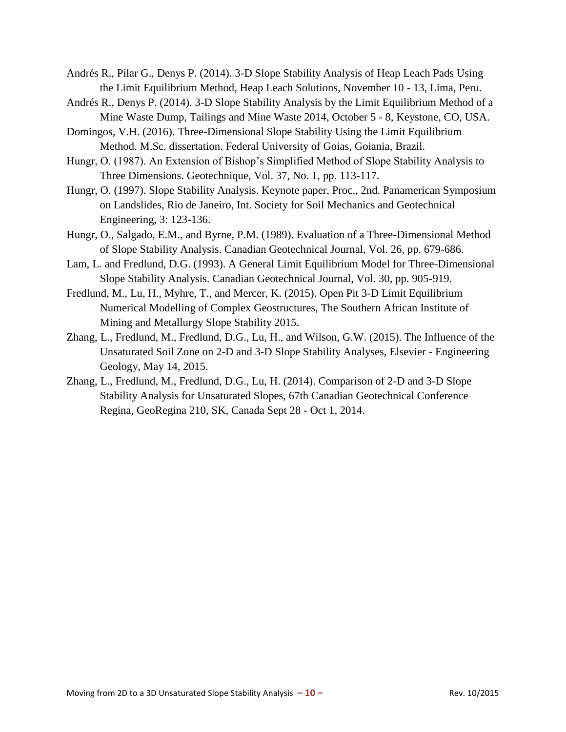Andrés R., Pilar G., Denys P. (2014). 3-D Slope Stability Analysis of Heap Leach Pads Using the Limit Equilibrium Method, Heap Leach Solutions, November 10 - 13, Lima, Peru.

Andrés R., Denys P. (2014). 3-D Slope Stability Analysis by the Limit Equilibrium Method of a Mine Waste Dump, Tailings and Mine Waste 2014, October 5 - 8, Keystone, CO, USA.

Domingos, V.H. (2016). Three-Dimensional Slope Stability Using the Limit Equilibrium Method. M.Sc. dissertation. Federal University of Goias, Goiania, Brazil.

Hungr, O. (1987). An Extension of Bishop's Simplified Method of Slope Stability Analysis to Three Dimensions. Geotechnique, Vol. 37, No. 1, pp. 113-117.

Hungr, O. (1997). Slope Stability Analysis. Keynote paper, Proc., 2nd. Panamerican Symposium on Landslides, Rio de Janeiro, Int. Society for Soil Mechanics and Geotechnical Engineering, 3: 123-136.

Hungr, O., Salgado, E.M., and Byrne, P.M. (1989). Evaluation of a Three-Dimensional Method of Slope Stability Analysis. Canadian Geotechnical Journal, Vol. 26, pp. 679-686.

Lam, L. and Fredlund, D.G. (1993). A General Limit Equilibrium Model for Three-Dimensional Slope Stability Analysis. Canadian Geotechnical Journal, Vol. 30, pp. 905-919.

Fredlund, M., Lu, H., Myhre, T., and Mercer, K. (2015). Open Pit 3-D Limit Equilibrium Numerical Modelling of Complex Geostructures, The Southern African Institute of Mining and Metallurgy Slope Stability 2015.

Zhang, L., Fredlund, M., Fredlund, D.G., Lu, H., and Wilson, G.W. (2015). The Influence of the Unsaturated Soil Zone on 2-D and 3-D Slope Stability Analyses, Elsevier - Engineering Geology, May 14, 2015.

Zhang, L., Fredlund, M., Fredlund, D.G., Lu, H. (2014). Comparison of 2-D and 3-D Slope Stability Analysis for Unsaturated Slopes, 67th Canadian Geotechnical Conference Regina, GeoRegina 210, SK, Canada Sept 28 - Oct 1, 2014.